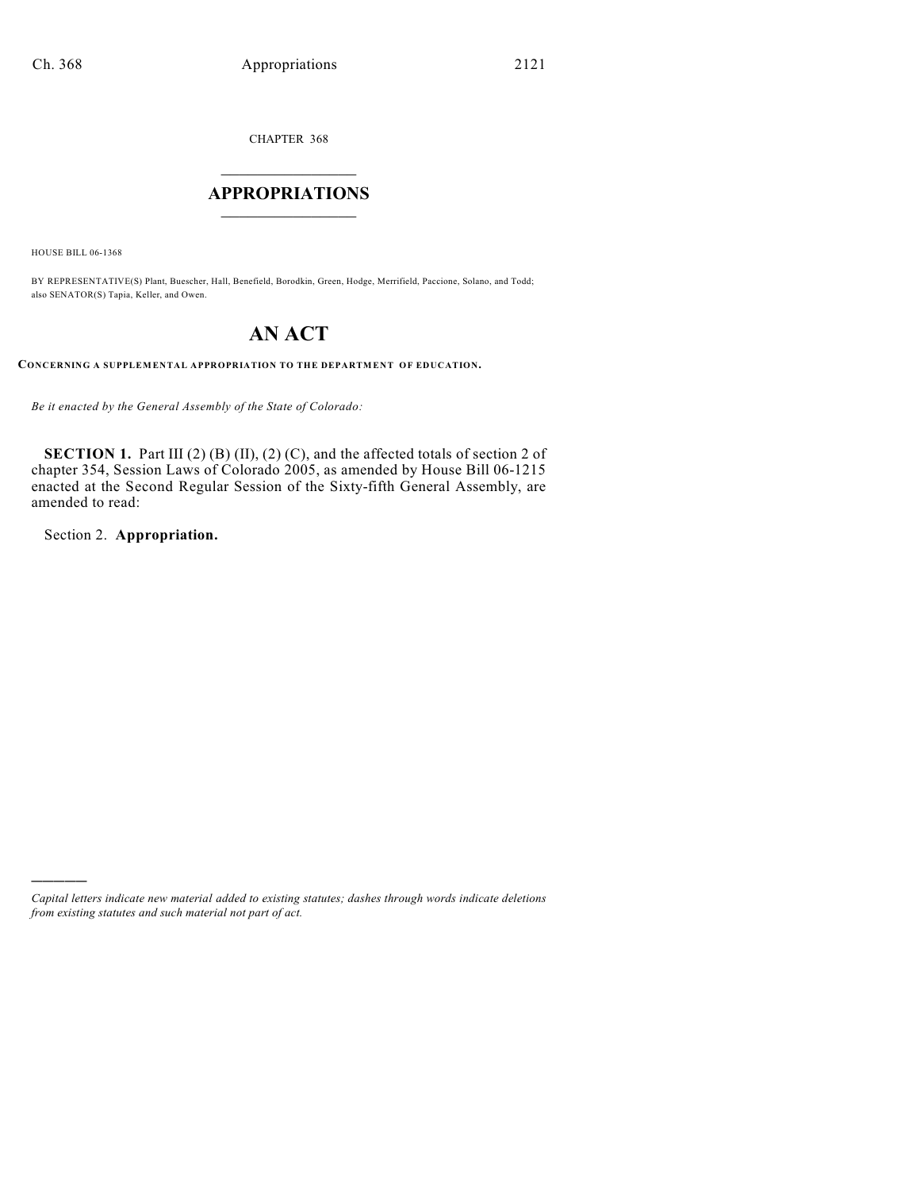CHAPTER 368

# APPROPRIATIONS

HOUSE BILL 06-1368

BY REPRESENTATIVE(S) Plant, Buescher, Hall, Benefield, Borodkin, Green, Hodge, Merrifield, Paccione, Solano, and Todd; also SENATOR(S) Tapia, Keller, and Owen.

# AN ACT

**CONCERNING A SUPPLEMENTAL APPROPRIATION TO THE DEPARTMENT OF EDUCATION.**

*Be it enacted by the General Assembly of the State of Colorado:*

**SECTION 1.** Part III (2) (B) (II), (2) (C), and the affected totals of section 2 of chapter 354, Session Laws of Colorado 2005, as amended by House Bill 06-1215 enacted at the Second Regular Session of the Sixty-fifth General Assembly, are amended to read:

Section 2. **Appropriation.**

---

*Capital letters indicate new material added to existing statutes; dashes through words indicate deletions from existing statutes and such material not part of act.*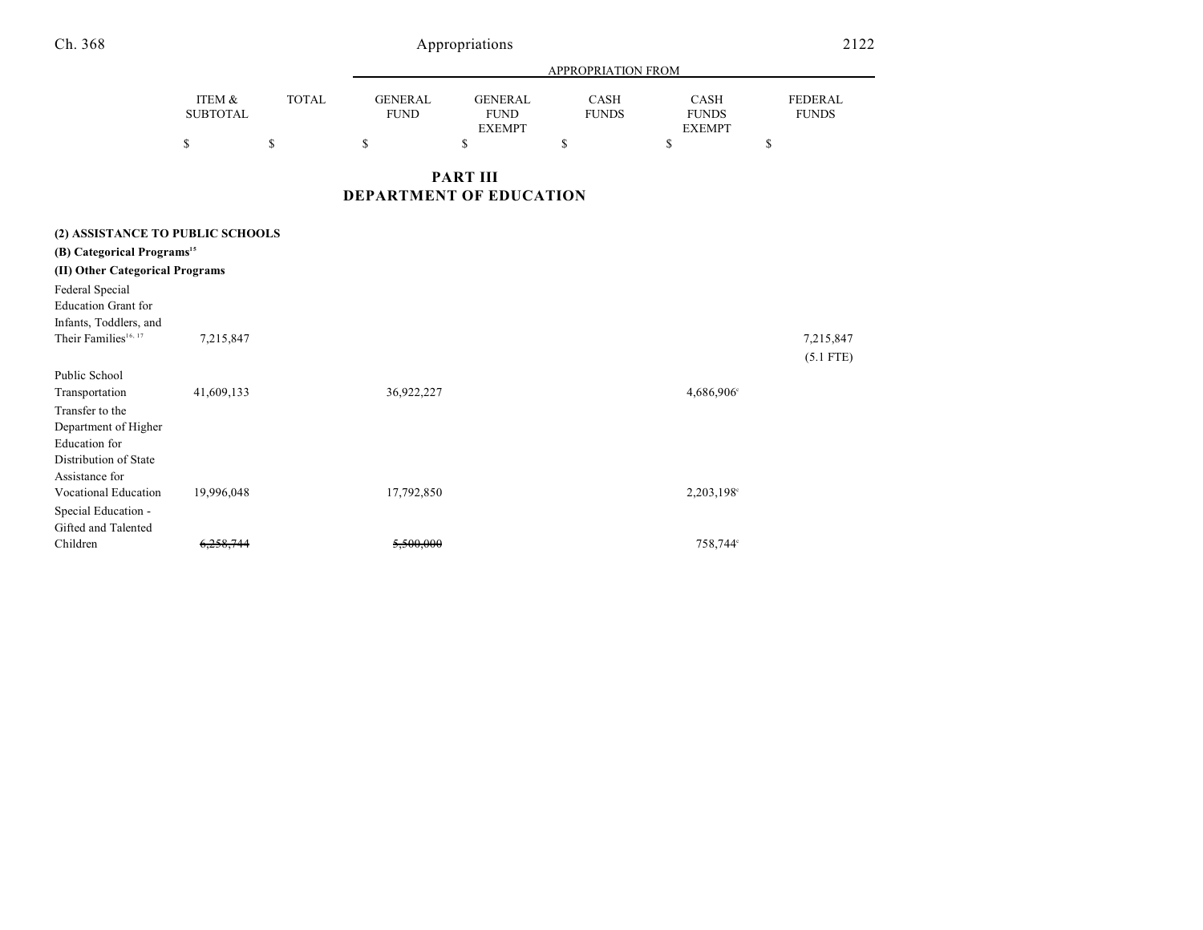# PART III
# DEPARTMENT OF EDUCATION

| | ITEM & SUBTOTAL | TOTAL | GENERAL FUND | GENERAL FUND EXEMPT | CASH FUNDS | CASH FUNDS EXEMPT | FEDERAL FUNDS |
|---|---|---|---|---|---|---|---|
| | $ | $ | $ | $ | $ | $ | $ |
| **(2) ASSISTANCE TO PUBLIC SCHOOLS** | | | | | | | |
| **(B) Categorical Programs[15]** | | | | | | | |
| **(II) Other Categorical Programs** | | | | | | | |
| Federal Special Education Grant for Infants, Toddlers, and Their Families[16, 17] | 7,215,847 | | | | | | 7,215,847 (5.1 FTE) |
| Public School Transportation | 41,609,133 | | 36,922,227 | | | 4,686,906[c] | |
| Transfer to the Department of Higher Education for Distribution of State Assistance for Vocational Education | 19,996,048 | | 17,792,850 | | | 2,203,198[c] | |
| Special Education - Gifted and Talented Children | ~~6,258,744~~ | | ~~5,500,000~~ | | | 758,744[c] | |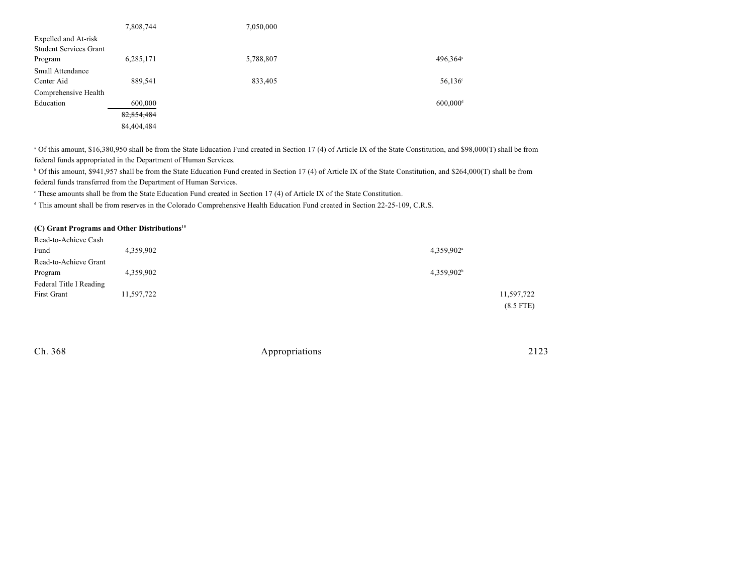| | | | | | |
|---|---|---|---|---|---|
| | 7,808,744 | 7,050,000 | | | |
| Expelled and At-risk Student Services Grant Program | 6,285,171 | 5,788,807 | | 496,364[c] | |
| Small Attendance Center Aid | 889,541 | 833,405 | | 56,136[c] | |
| Comprehensive Health Education | 600,000 | | | 600,000[d] | |
| | ~~82,854,484~~ | | | | |
| | 84,404,484 | | | | |

[a] Of this amount, $16,380,950 shall be from the State Education Fund created in Section 17 (4) of Article IX of the State Constitution, and $98,000(T) shall be from federal funds appropriated in the Department of Human Services.

[b] Of this amount, $941,957 shall be from the State Education Fund created in Section 17 (4) of Article IX of the State Constitution, and $264,000(T) shall be from federal funds transferred from the Department of Human Services.

[c] These amounts shall be from the State Education Fund created in Section 17 (4) of Article IX of the State Constitution.

[d] This amount shall be from reserves in the Colorado Comprehensive Health Education Fund created in Section 22-25-109, C.R.S.

**(C) Grant Programs and Other Distributions**[18]

| | | | | | |
|---|---|---|---|---|---|
| Read-to-Achieve Cash Fund | 4,359,902 | | | 4,359,902[a] | |
| Read-to-Achieve Grant Program | 4,359,902 | | | 4,359,902[b] | |
| Federal Title I Reading First Grant | 11,597,722 | | | | 11,597,722 (8.5 FTE) |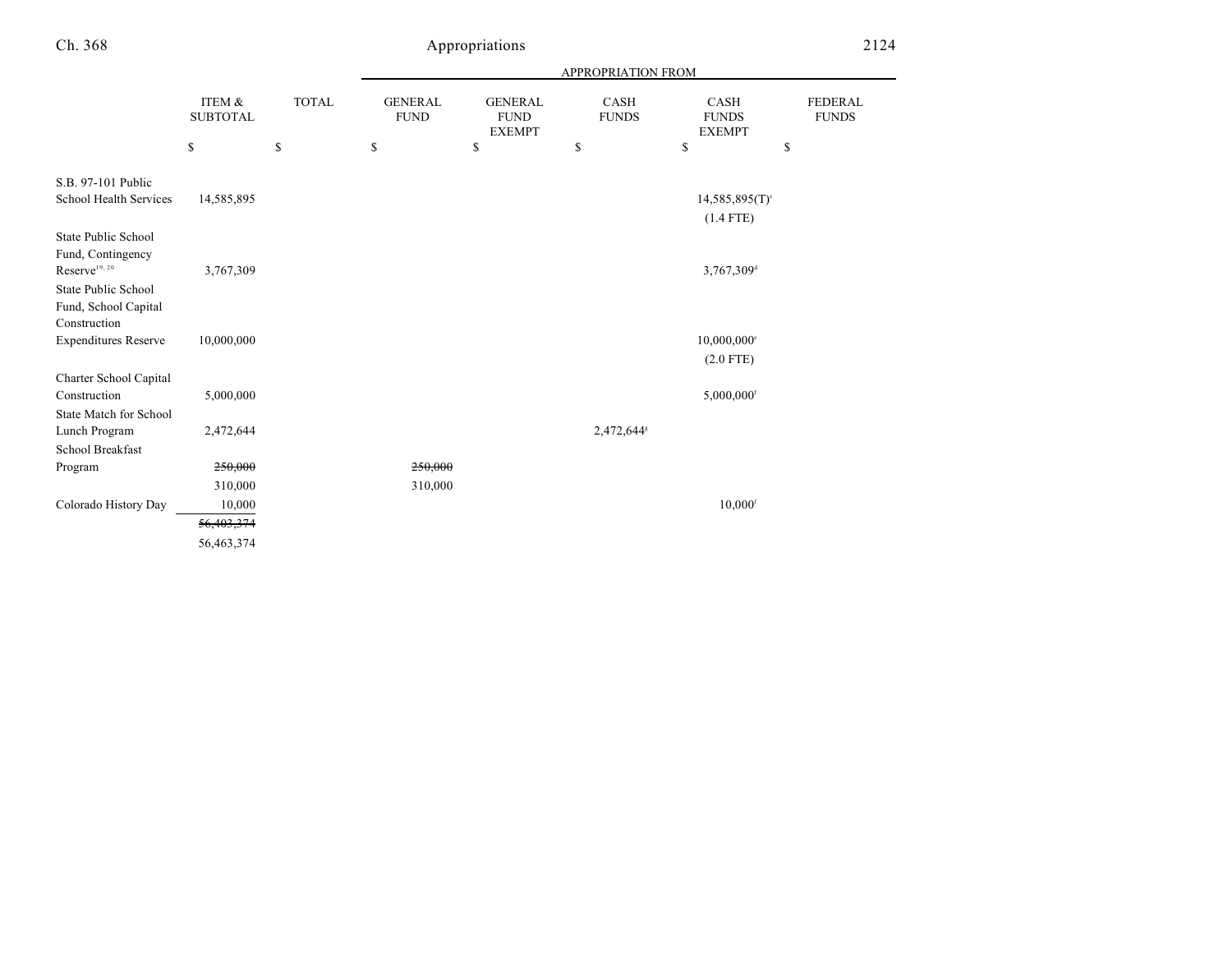| | ITEM & SUBTOTAL | TOTAL | GENERAL FUND | GENERAL FUND EXEMPT | CASH FUNDS | CASH FUNDS EXEMPT | FEDERAL FUNDS |
|---|---|---|---|---|---|---|---|
| | | | APPROPRIATION FROM | | | | |
| | $ | $ | $ | $ | $ | $ | $ |
| S.B. 97-101 Public School Health Services | 14,585,895 | | | | | 14,585,895(T)[c] (1.4 FTE) | |
| State Public School Fund, Contingency Reserve[19, 20] | 3,767,309 | | | | | 3,767,309[d] | |
| State Public School Fund, School Capital Construction Expenditures Reserve | 10,000,000 | | | | | 10,000,000[e] (2.0 FTE) | |
| Charter School Capital Construction | 5,000,000 | | | | | 5,000,000[f] | |
| State Match for School Lunch Program | 2,472,644 | | | | 2,472,644[g] | | |
| School Breakfast Program | ~~250,000~~ 310,000 | | ~~250,000~~ 310,000 | | | | |
| Colorado History Day | 10,000 | | | | | 10,000[f] | |
| | ~~56,403,374~~ 56,463,374 | | | | | | |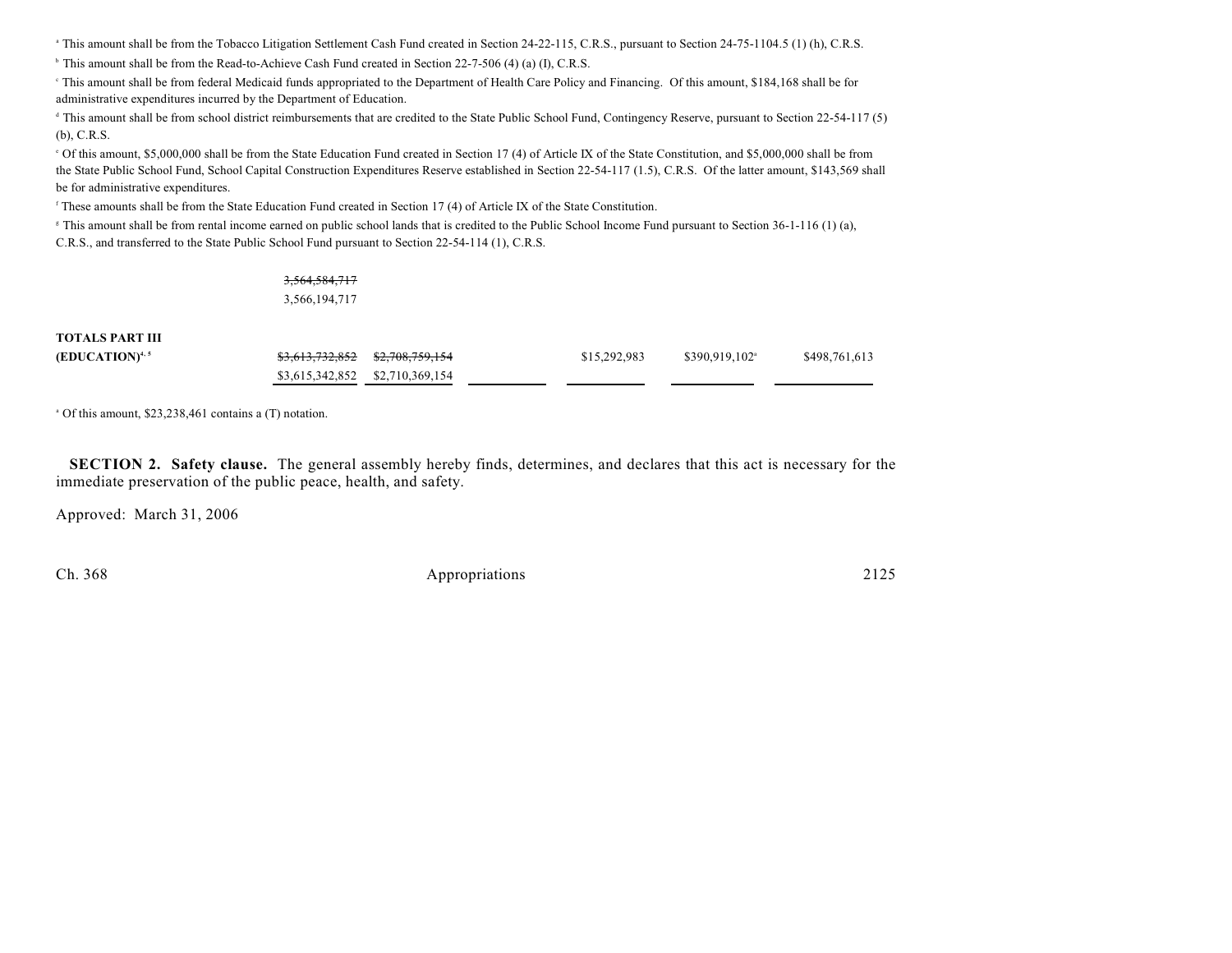[a] This amount shall be from the Tobacco Litigation Settlement Cash Fund created in Section 24-22-115, C.R.S., pursuant to Section 24-75-1104.5 (1) (h), C.R.S.

[b] This amount shall be from the Read-to-Achieve Cash Fund created in Section 22-7-506 (4) (a) (I), C.R.S.

[c] This amount shall be from federal Medicaid funds appropriated to the Department of Health Care Policy and Financing. Of this amount, $184,168 shall be for administrative expenditures incurred by the Department of Education.

[d] This amount shall be from school district reimbursements that are credited to the State Public School Fund, Contingency Reserve, pursuant to Section 22-54-117 (5) (b), C.R.S.

[e] Of this amount, $5,000,000 shall be from the State Education Fund created in Section 17 (4) of Article IX of the State Constitution, and $5,000,000 shall be from the State Public School Fund, School Capital Construction Expenditures Reserve established in Section 22-54-117 (1.5), C.R.S. Of the latter amount, $143,569 shall be for administrative expenditures.

[f] These amounts shall be from the State Education Fund created in Section 17 (4) of Article IX of the State Constitution.

[g] This amount shall be from rental income earned on public school lands that is credited to the Public School Income Fund pursuant to Section 36-1-116 (1) (a), C.R.S., and transferred to the State Public School Fund pursuant to Section 22-54-114 (1), C.R.S.

| | | | | | | |
|---|---|---|---|---|---|---|
| | ~~3,564,584,717~~ 3,566,194,717 | | | | | |
| **TOTALS PART III (EDUCATION)**[4, 5] | ~~$3,613,732,852~~ $3,615,342,852 | ~~$2,708,759,154~~ $2,710,369,154 | | $15,292,983 | $390,919,102[a] | $498,761,613 |

[a] Of this amount, $23,238,461 contains a (T) notation.

**SECTION 2. Safety clause.** The general assembly hereby finds, determines, and declares that this act is necessary for the immediate preservation of the public peace, health, and safety.

Approved: March 31, 2006